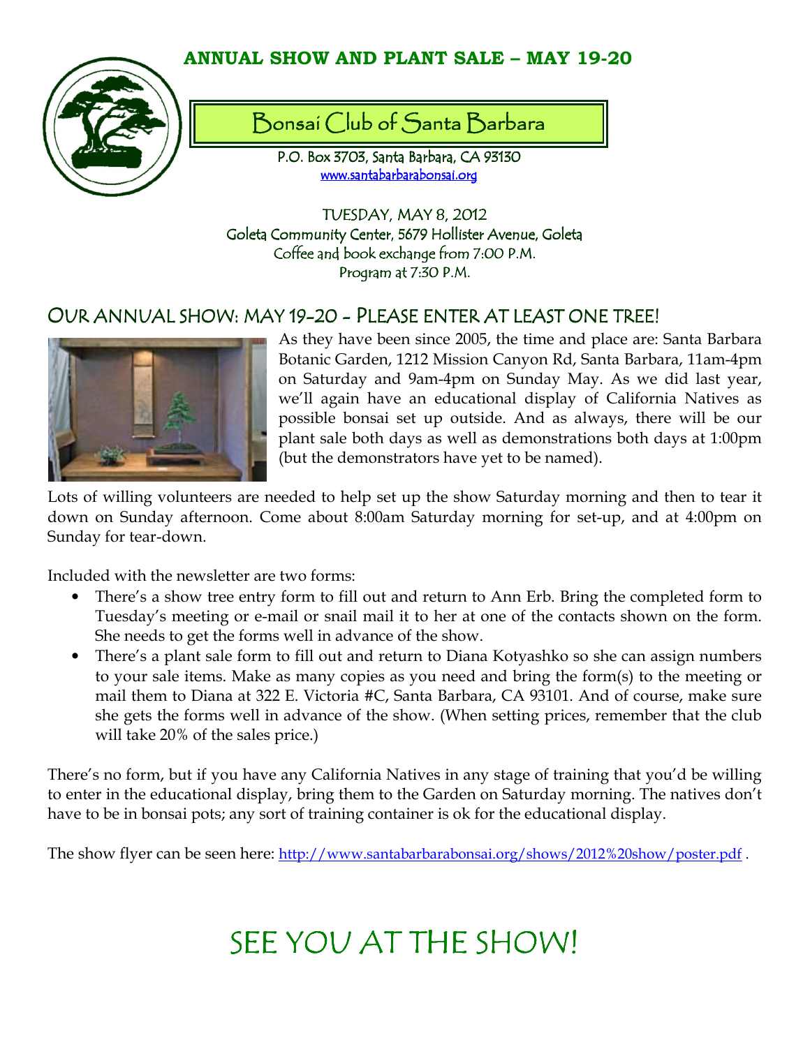**ANNUAL SHOW AND PLANT SALE – MAY 19-20**

# Bonsai Club of Santa Barbara

P.O. Box 3703, Santa Barbara, CA 93130
www.santabarbarabonsai.org

TUESDAY, MAY 8, 2012
Goleta Community Center, 5679 Hollister Avenue, Goleta
Coffee and book exchange from 7:00 P.M.
Program at 7:30 P.M.

## OUR ANNUAL SHOW: MAY 19-20 - PLEASE ENTER AT LEAST ONE TREE!

As they have been since 2005, the time and place are: Santa Barbara Botanic Garden, 1212 Mission Canyon Rd, Santa Barbara, 11am-4pm on Saturday and 9am-4pm on Sunday May. As we did last year, we'll again have an educational display of California Natives as possible bonsai set up outside. And as always, there will be our plant sale both days as well as demonstrations both days at 1:00pm (but the demonstrators have yet to be named).

Lots of willing volunteers are needed to help set up the show Saturday morning and then to tear it down on Sunday afternoon. Come about 8:00am Saturday morning for set-up, and at 4:00pm on Sunday for tear-down.

Included with the newsletter are two forms:

- There's a show tree entry form to fill out and return to Ann Erb. Bring the completed form to Tuesday's meeting or e-mail or snail mail it to her at one of the contacts shown on the form. She needs to get the forms well in advance of the show.
- There's a plant sale form to fill out and return to Diana Kotyashko so she can assign numbers to your sale items. Make as many copies as you need and bring the form(s) to the meeting or mail them to Diana at 322 E. Victoria #C, Santa Barbara, CA 93101. And of course, make sure she gets the forms well in advance of the show. (When setting prices, remember that the club will take 20% of the sales price.)

There's no form, but if you have any California Natives in any stage of training that you'd be willing to enter in the educational display, bring them to the Garden on Saturday morning. The natives don't have to be in bonsai pots; any sort of training container is ok for the educational display.

The show flyer can be seen here: http://www.santabarbarabonsai.org/shows/2012%20show/poster.pdf .

# SEE YOU AT THE SHOW!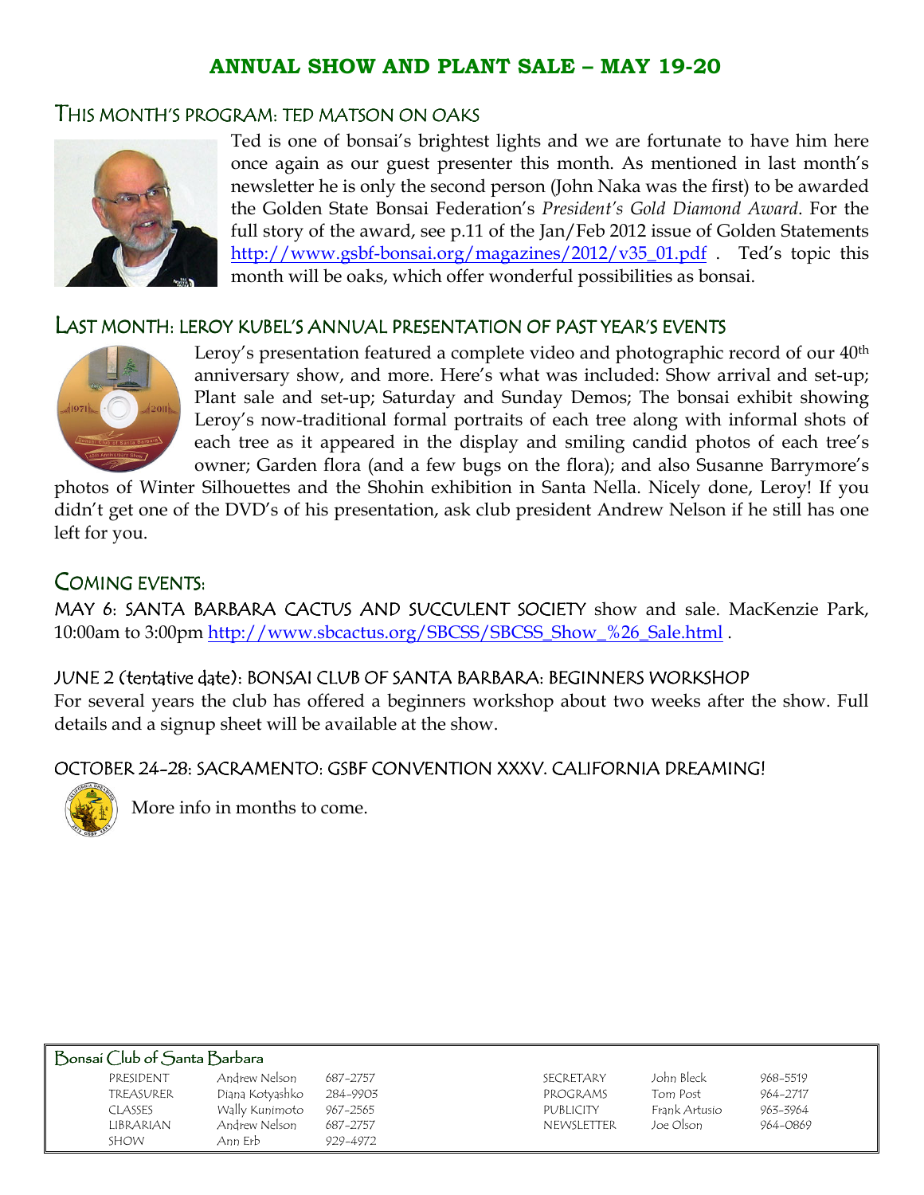## ANNUAL SHOW AND PLANT SALE – MAY 19-20

### THIS MONTH'S PROGRAM: TED MATSON ON OAKS

Ted is one of bonsai's brightest lights and we are fortunate to have him here once again as our guest presenter this month. As mentioned in last month's newsletter he is only the second person (John Naka was the first) to be awarded the Golden State Bonsai Federation's *President's Gold Diamond Award*. For the full story of the award, see p.11 of the Jan/Feb 2012 issue of Golden Statements [http://www.gsbf-bonsai.org/magazines/2012/v35_01.pdf](http://www.gsbf-bonsai.org/magazines/2012/v35_01.pdf) . Ted's topic this month will be oaks, which offer wonderful possibilities as bonsai.

### LAST MONTH: LEROY KUBEL'S ANNUAL PRESENTATION OF PAST YEAR'S EVENTS

Leroy's presentation featured a complete video and photographic record of our 40th anniversary show, and more. Here's what was included: Show arrival and set-up; Plant sale and set-up; Saturday and Sunday Demos; The bonsai exhibit showing Leroy's now-traditional formal portraits of each tree along with informal shots of each tree as it appeared in the display and smiling candid photos of each tree's owner; Garden flora (and a few bugs on the flora); and also Susanne Barrymore's photos of Winter Silhouettes and the Shohin exhibition in Santa Nella. Nicely done, Leroy! If you didn't get one of the DVD's of his presentation, ask club president Andrew Nelson if he still has one left for you.

### COMING EVENTS:

MAY 6: SANTA BARBARA CACTUS AND SUCCULENT SOCIETY show and sale. MacKenzie Park, 10:00am to 3:00pm [http://www.sbcactus.org/SBCSS/SBCSS_Show_%26_Sale.html](http://www.sbcactus.org/SBCSS/SBCSS_Show_%26_Sale.html) .

JUNE 2 (tentative date): BONSAI CLUB OF SANTA BARBARA: BEGINNERS WORKSHOP
For several years the club has offered a beginners workshop about two weeks after the show. Full details and a signup sheet will be available at the show.

OCTOBER 24-28: SACRAMENTO: GSBF CONVENTION XXXV. CALIFORNIA DREAMING!

More info in months to come.

**Bonsai Club of Santa Barbara**

| | | | | | |
|---|---|---|---|---|---|
| PRESIDENT | Andrew Nelson | 687-2757 | SECRETARY | John Bleck | 968-5519 |
| TREASURER | Diana Kotyashko | 284-9903 | PROGRAMS | Tom Post | 964-2717 |
| CLASSES | Wally Kunimoto | 967-2565 | PUBLICITY | Frank Artusio | 963-3964 |
| LIBRARIAN | Andrew Nelson | 687-2757 | NEWSLETTER | Joe Olson | 964-0869 |
| SHOW | Ann Erb | 929-4972 | | | |